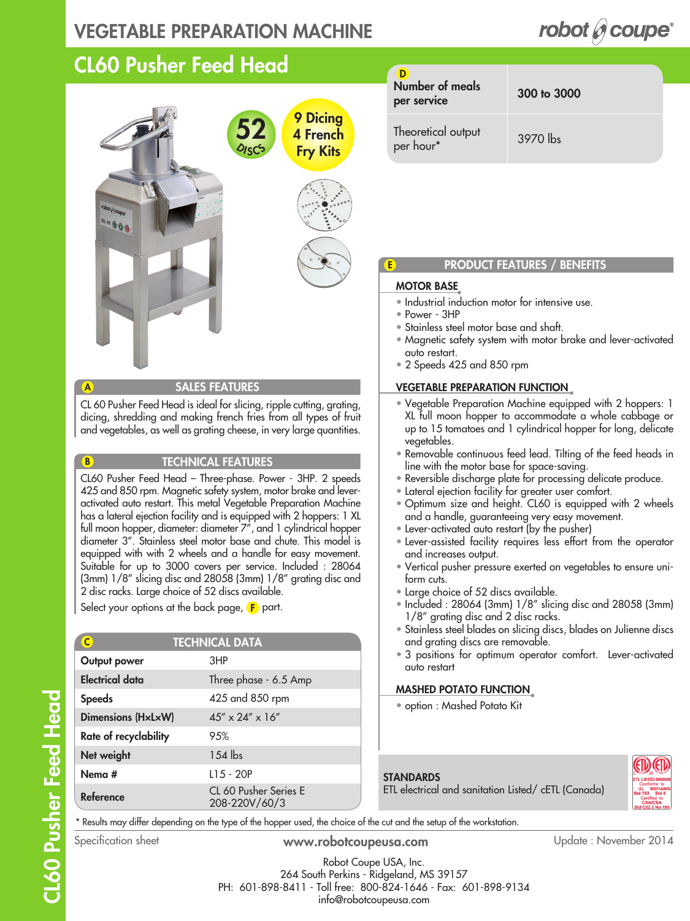# VEGETABLE PREPARATION MACHINE

## CL60 Pusher Feed Head

**52 DISCS**

**9 Dicing 4 French Fry Kits**

| D | |
|---|---|
| **Number of meals per service** | **300 to 3000** |
| Theoretical output per hour* | 3970 lbs |

### A SALES FEATURES

CL 60 Pusher Feed Head is ideal for slicing, ripple cutting, grating, dicing, shredding and making french fries from all types of fruit and vegetables, as well as grating cheese, in very large quantities.

### B TECHNICAL FEATURES

CL60 Pusher Feed Head – Three-phase. Power - 3HP. 2 speeds 425 and 850 rpm. Magnetic safety system, motor brake and lever-activated auto restart. This metal Vegetable Preparation Machine has a lateral ejection facility and is equipped with 2 hoppers: 1 XL full moon hopper, diameter: diameter 7", and 1 cylindrical hopper diameter 3". Stainless steel motor base and chute. This model is equipped with with 2 wheels and a handle for easy movement. Suitable for up to 3000 covers per service. Included : 28064 (3mm) 1/8" slicing disc and 28058 (3mm) 1/8" grating disc and 2 disc racks. Large choice of 52 discs available.

Select your options at the back page, F part.

### C TECHNICAL DATA

| | |
|---|---|
| **Output power** | 3HP |
| **Electrical data** | Three phase - 6.5 Amp |
| **Speeds** | 425 and 850 rpm |
| **Dimensions (HxLxW)** | 45" x 24" x 16" |
| **Rate of recyclability** | 95% |
| **Net weight** | 154 lbs |
| **Nema #** | L15 - 20P |
| **Reference** | CL 60 Pusher Series E 208-220V/60/3 |

### E PRODUCT FEATURES / BENEFITS

#### MOTOR BASE

- Industrial induction motor for intensive use.
- Power - 3HP
- Stainless steel motor base and shaft.
- Magnetic safety system with motor brake and lever-activated auto restart.
- 2 Speeds 425 and 850 rpm

#### VEGETABLE PREPARATION FUNCTION

- Vegetable Preparation Machine equipped with 2 hoppers: 1 XL full moon hopper to accommodate a whole cabbage or up to 15 tomatoes and 1 cylindrical hopper for long, delicate vegetables.
- Removable continuous feed lead. Tilting of the feed heads in line with the motor base for space-saving.
- Reversible discharge plate for processing delicate produce.
- Lateral ejection facility for greater user comfort.
- Optimum size and height. CL60 is equipped with 2 wheels and a handle, guaranteeing very easy movement.
- Lever-activated auto restart (by the pusher)
- Lever-assisted facility requires less effort from the operator and increases output.
- Vertical pusher pressure exerted on vegetables to ensure uni-form cuts.
- Large choice of 52 discs available.
- Included : 28064 (3mm) 1/8" slicing disc and 28058 (3mm) 1/8" grating disc and 2 disc racks.
- Stainless steel blades on slicing discs, blades on Julienne discs and grating discs are removable.
- 3 positions for optimum operator comfort. Lever-activated auto restart

#### MASHED POTATO FUNCTION

- option : Mashed Potato Kit

**STANDARDS**

ETL electrical and sanitation Listed/ cETL (Canada)

\* Results may differ depending on the type of the hopper used, the choice of the cut and the setup of the workstation.

Specification sheet — www.robotcoupeusa.com — Update : November 2014

Robot Coupe USA, Inc.
264 South Perkins - Ridgeland, MS 39157
PH: 601-898-8411 - Toll free: 800-824-1646 - Fax: 601-898-9134
info@robotcoupeusa.com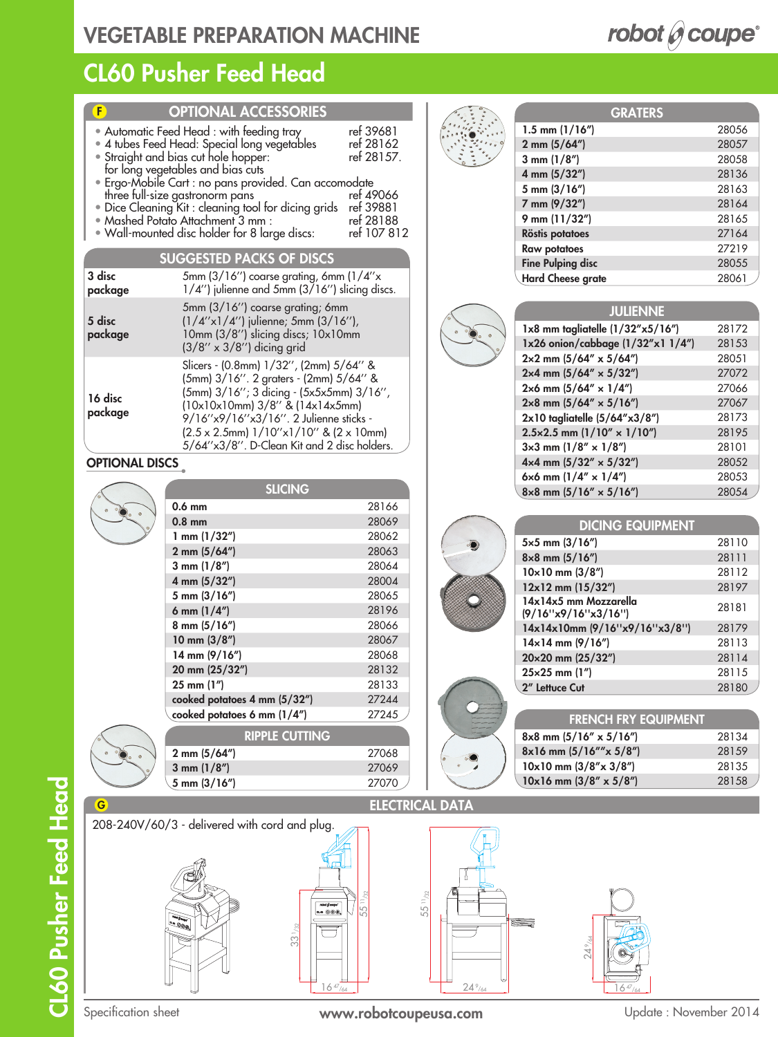# VEGETABLE PREPARATION MACHINE

## CL60 Pusher Feed Head

### F OPTIONAL ACCESSORIES

- Automatic Feed Head : with feeding tray — ref 39681
- 4 tubes Feed Head: Special long vegetables — ref 28162
- Straight and bias cut hole hopper: for long vegetables and bias cuts — ref 28157.
- Ergo-Mobile Cart : no pans provided. Can accomodate three full-size gastronorm pans — ref 49066
- Dice Cleaning Kit : cleaning tool for dicing grids — ref 39881
- Mashed Potato Attachment 3 mm : — ref 28188
- Wall-mounted disc holder for 8 large discs: — ref 107 812

### SUGGESTED PACKS OF DISCS

| | |
|---|---|
| **3 disc package** | 5mm (3/16'') coarse grating, 6mm (1/4''x 1/4'') julienne and 5mm (3/16'') slicing discs. |
| **5 disc package** | 5mm (3/16'') coarse grating; 6mm (1/4''x1/4'') julienne; 5mm (3/16''), 10mm (3/8'') slicing discs; 10x10mm (3/8'' x 3/8'') dicing grid |
| **16 disc package** | Slicers - (0.8mm) 1/32'', (2mm) 5/64'' & (5mm) 3/16''. 2 graters - (2mm) 5/64'' & (5mm) 3/16''; 3 dicing - (5x5x5mm) 3/16'', (10x10x10mm) 3/8'' & (14x14x5mm) 9/16''x9/16''x3/16''. 2 Julienne sticks - (2.5 x 2.5mm) 1/10''x1/10'' & (2 x 10mm) 5/64''x3/8''. D-Clean Kit and 2 disc holders. |

### OPTIONAL DISCS

| SLICING | |
|---|---|
| 0.6 mm | 28166 |
| 0.8 mm | 28069 |
| 1 mm (1/32") | 28062 |
| 2 mm (5/64") | 28063 |
| 3 mm (1/8") | 28064 |
| 4 mm (5/32") | 28004 |
| 5 mm (3/16") | 28065 |
| 6 mm (1/4") | 28196 |
| 8 mm (5/16") | 28066 |
| 10 mm (3/8") | 28067 |
| 14 mm (9/16") | 28068 |
| 20 mm (25/32") | 28132 |
| 25 mm (1") | 28133 |
| cooked potatoes 4 mm (5/32") | 27244 |
| cooked potatoes 6 mm (1/4") | 27245 |

| RIPPLE CUTTING | |
|---|---|
| 2 mm (5/64") | 27068 |
| 3 mm (1/8") | 27069 |
| 5 mm (3/16") | 27070 |

| GRATERS | |
|---|---|
| 1.5 mm (1/16") | 28056 |
| 2 mm (5/64") | 28057 |
| 3 mm (1/8") | 28058 |
| 4 mm (5/32") | 28136 |
| 5 mm (3/16") | 28163 |
| 7 mm (9/32") | 28164 |
| 9 mm (11/32") | 28165 |
| Röstis potatoes | 27164 |
| Raw potatoes | 27219 |
| Fine Pulping disc | 28055 |
| Hard Cheese grate | 28061 |

| JULIENNE | |
|---|---|
| 1x8 mm tagliatelle (1/32"x5/16") | 28172 |
| 1x26 onion/cabbage (1/32"x1 1/4") | 28153 |
| 2x2 mm (5/64" x 5/64") | 28051 |
| 2x4 mm (5/64" x 5/32") | 27072 |
| 2x6 mm (5/64" x 1/4") | 27066 |
| 2x8 mm (5/64" x 5/16") | 27067 |
| 2x10 tagliatelle (5/64"x3/8") | 28173 |
| 2.5x2.5 mm (1/10" x 1/10") | 28195 |
| 3x3 mm (1/8" x 1/8") | 28101 |
| 4x4 mm (5/32" x 5/32") | 28052 |
| 6x6 mm (1/4" x 1/4") | 28053 |
| 8x8 mm (5/16" x 5/16") | 28054 |

| DICING EQUIPMENT | |
|---|---|
| 5x5 mm (3/16") | 28110 |
| 8x8 mm (5/16") | 28111 |
| 10x10 mm (3/8") | 28112 |
| 12x12 mm (15/32") | 28197 |
| 14x14x5 mm Mozzarella (9/16''x9/16''x3/16'') | 28181 |
| 14x14x10mm (9/16''x9/16''x3/8'') | 28179 |
| 14x14 mm (9/16") | 28113 |
| 20x20 mm (25/32") | 28114 |
| 25x25 mm (1") | 28115 |
| 2" Lettuce Cut | 28180 |

| FRENCH FRY EQUIPMENT | |
|---|---|
| 8x8 mm (5/16" x 5/16") | 28134 |
| 8x16 mm (5/16""x 5/8") | 28159 |
| 10x10 mm (3/8"x 3/8") | 28135 |
| 10x16 mm (3/8" x 5/8") | 28158 |

### G ELECTRICAL DATA

208-240V/60/3 - delivered with cord and plug.

55 11/32
33 1/32
16 47/64
55 11/32
24 9/64
24 9/64
16 47/64

Specification sheet — www.robotcoupeusa.com — Update : November 2014